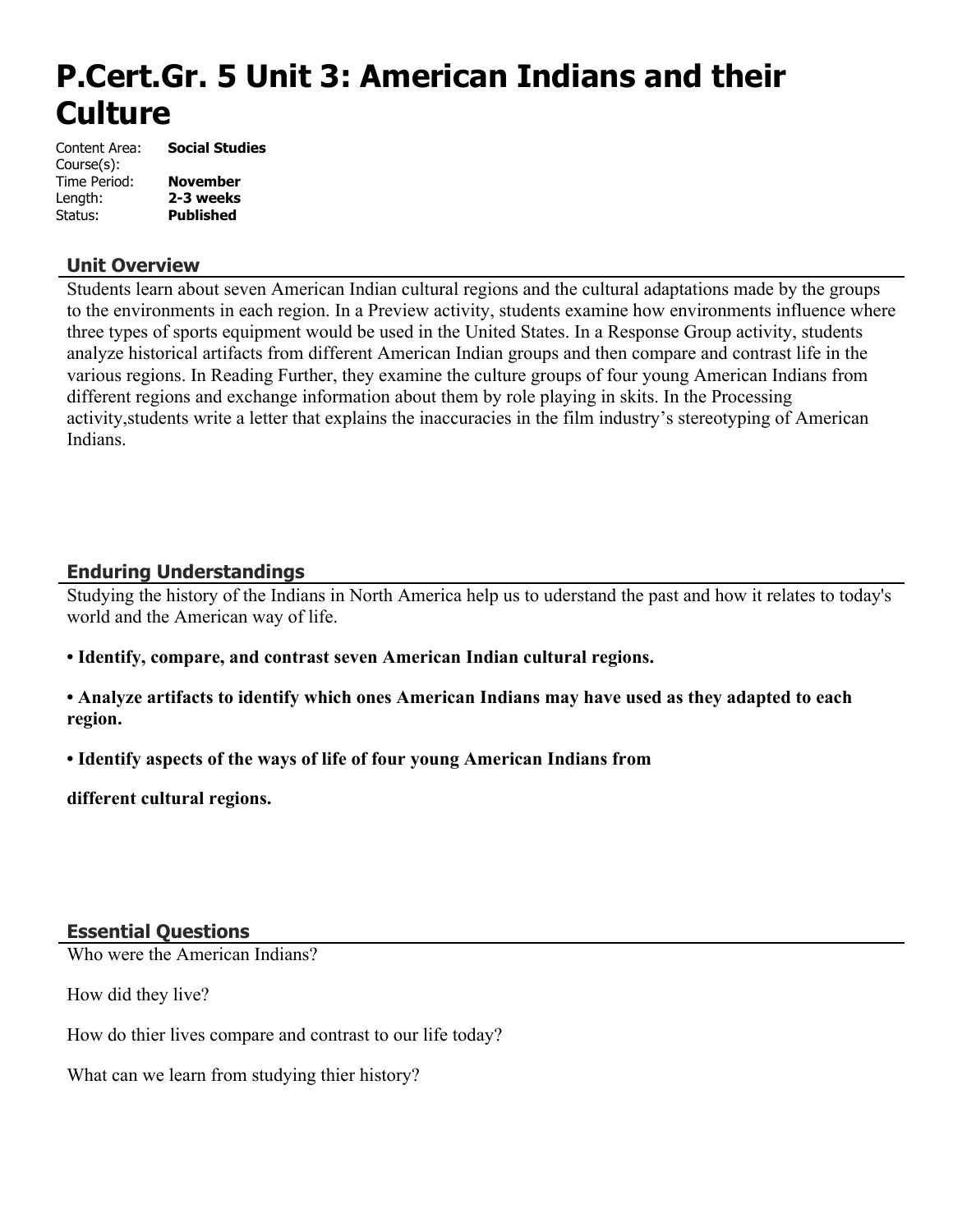# P.Cert.Gr. 5 Unit 3: American Indians and their Culture

Content Area: **Social Studies**
Course(s):
Time Period: **November**
Length: **2-3 weeks**
Status: **Published**

## Unit Overview

Students learn about seven American Indian cultural regions and the cultural adaptations made by the groups to the environments in each region. In a Preview activity, students examine how environments influence where three types of sports equipment would be used in the United States. In a Response Group activity, students analyze historical artifacts from different American Indian groups and then compare and contrast life in the various regions. In Reading Further, they examine the culture groups of four young American Indians from different regions and exchange information about them by role playing in skits. In the Processing activity,students write a letter that explains the inaccuracies in the film industry's stereotyping of American Indians.

## Enduring Understandings

Studying the history of the Indians in North America help us to uderstand the past and how it relates to today's world and the American way of life.

**• Identify, compare, and contrast seven American Indian cultural regions.**

**• Analyze artifacts to identify which ones American Indians may have used as they adapted to each region.**

**• Identify aspects of the ways of life of four young American Indians from**

**different cultural regions.**

## Essential Questions

Who were the American Indians?

How did they live?

How do thier lives compare and contrast to our life today?

What can we learn from studying thier history?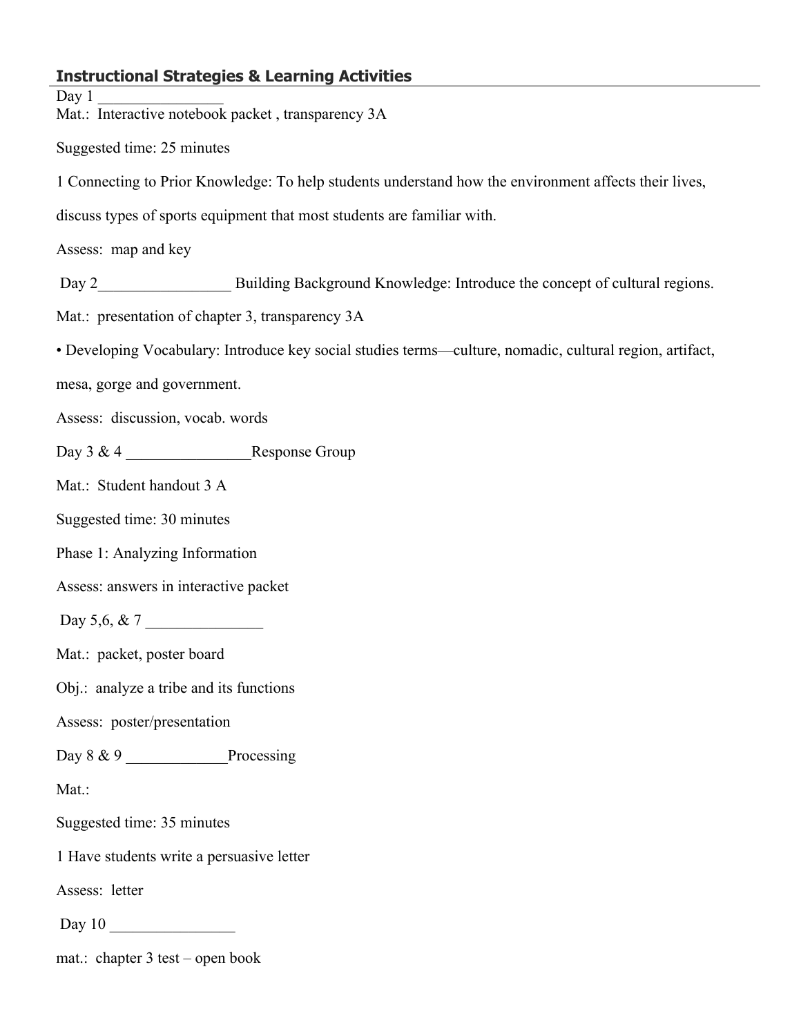### Instructional Strategies & Learning Activities

Day 1 ________________

Mat.: Interactive notebook packet , transparency 3A

Suggested time: 25 minutes

1 Connecting to Prior Knowledge: To help students understand how the environment affects their lives, discuss types of sports equipment that most students are familiar with.

Assess: map and key

Day 2_________________ Building Background Knowledge: Introduce the concept of cultural regions.

Mat.: presentation of chapter 3, transparency 3A

• Developing Vocabulary: Introduce key social studies terms—culture, nomadic, cultural region, artifact, mesa, gorge and government.

Assess: discussion, vocab. words

Day 3 & 4 ________________Response Group

Mat.: Student handout 3 A

Suggested time: 30 minutes

Phase 1: Analyzing Information

Assess: answers in interactive packet

Day 5,6, & 7 _______________

Mat.: packet, poster board

Obj.: analyze a tribe and its functions

Assess: poster/presentation

Day 8 & 9 _____________Processing

Mat.:

Suggested time: 35 minutes

1 Have students write a persuasive letter

Assess: letter

Day 10 ________________

mat.: chapter 3 test – open book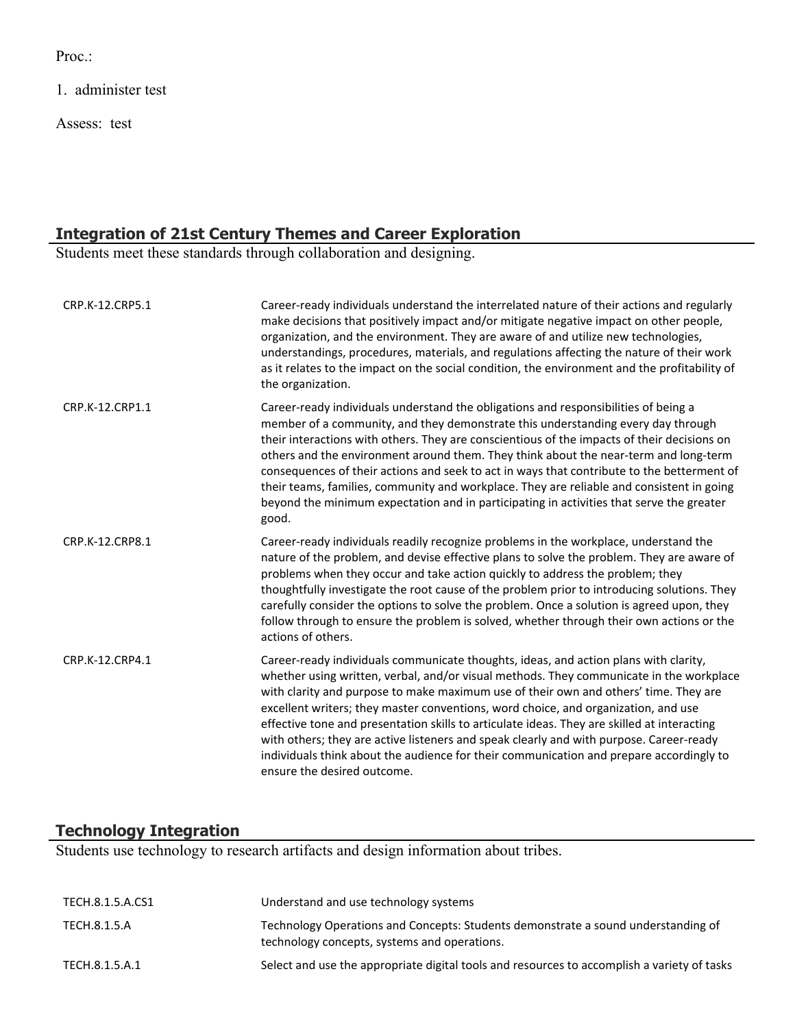Proc.:

1. administer test

Assess: test

## Integration of 21st Century Themes and Career Exploration

Students meet these standards through collaboration and designing.

| | |
|---|---|
| CRP.K-12.CRP5.1 | Career-ready individuals understand the interrelated nature of their actions and regularly make decisions that positively impact and/or mitigate negative impact on other people, organization, and the environment. They are aware of and utilize new technologies, understandings, procedures, materials, and regulations affecting the nature of their work as it relates to the impact on the social condition, the environment and the profitability of the organization. |
| CRP.K-12.CRP1.1 | Career-ready individuals understand the obligations and responsibilities of being a member of a community, and they demonstrate this understanding every day through their interactions with others. They are conscientious of the impacts of their decisions on others and the environment around them. They think about the near-term and long-term consequences of their actions and seek to act in ways that contribute to the betterment of their teams, families, community and workplace. They are reliable and consistent in going beyond the minimum expectation and in participating in activities that serve the greater good. |
| CRP.K-12.CRP8.1 | Career-ready individuals readily recognize problems in the workplace, understand the nature of the problem, and devise effective plans to solve the problem. They are aware of problems when they occur and take action quickly to address the problem; they thoughtfully investigate the root cause of the problem prior to introducing solutions. They carefully consider the options to solve the problem. Once a solution is agreed upon, they follow through to ensure the problem is solved, whether through their own actions or the actions of others. |
| CRP.K-12.CRP4.1 | Career-ready individuals communicate thoughts, ideas, and action plans with clarity, whether using written, verbal, and/or visual methods. They communicate in the workplace with clarity and purpose to make maximum use of their own and others' time. They are excellent writers; they master conventions, word choice, and organization, and use effective tone and presentation skills to articulate ideas. They are skilled at interacting with others; they are active listeners and speak clearly and with purpose. Career-ready individuals think about the audience for their communication and prepare accordingly to ensure the desired outcome. |

## Technology Integration

Students use technology to research artifacts and design information about tribes.

| | |
|---|---|
| TECH.8.1.5.A.CS1 | Understand and use technology systems |
| TECH.8.1.5.A | Technology Operations and Concepts: Students demonstrate a sound understanding of technology concepts, systems and operations. |
| TECH.8.1.5.A.1 | Select and use the appropriate digital tools and resources to accomplish a variety of tasks |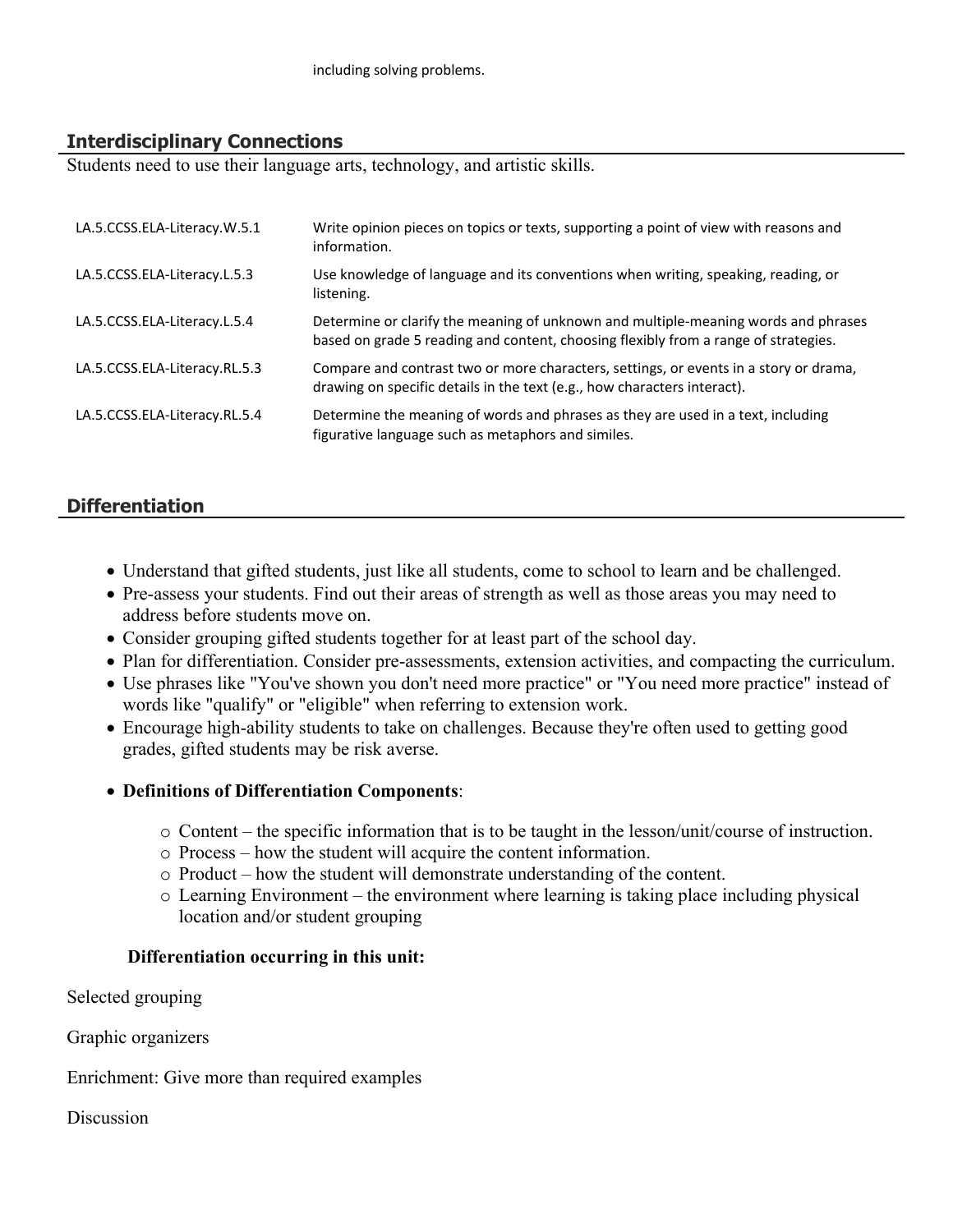including solving problems.

## Interdisciplinary Connections

Students need to use their language arts, technology, and artistic skills.

| | |
|---|---|
| LA.5.CCSS.ELA-Literacy.W.5.1 | Write opinion pieces on topics or texts, supporting a point of view with reasons and information. |
| LA.5.CCSS.ELA-Literacy.L.5.3 | Use knowledge of language and its conventions when writing, speaking, reading, or listening. |
| LA.5.CCSS.ELA-Literacy.L.5.4 | Determine or clarify the meaning of unknown and multiple-meaning words and phrases based on grade 5 reading and content, choosing flexibly from a range of strategies. |
| LA.5.CCSS.ELA-Literacy.RL.5.3 | Compare and contrast two or more characters, settings, or events in a story or drama, drawing on specific details in the text (e.g., how characters interact). |
| LA.5.CCSS.ELA-Literacy.RL.5.4 | Determine the meaning of words and phrases as they are used in a text, including figurative language such as metaphors and similes. |

## Differentiation

- Understand that gifted students, just like all students, come to school to learn and be challenged.
- Pre-assess your students. Find out their areas of strength as well as those areas you may need to address before students move on.
- Consider grouping gifted students together for at least part of the school day.
- Plan for differentiation. Consider pre-assessments, extension activities, and compacting the curriculum.
- Use phrases like "You've shown you don't need more practice" or "You need more practice" instead of words like "qualify" or "eligible" when referring to extension work.
- Encourage high-ability students to take on challenges. Because they're often used to getting good grades, gifted students may be risk averse.
- **Definitions of Differentiation Components**:
  - Content – the specific information that is to be taught in the lesson/unit/course of instruction.
  - Process – how the student will acquire the content information.
  - Product – how the student will demonstrate understanding of the content.
  - Learning Environment – the environment where learning is taking place including physical location and/or student grouping

**Differentiation occurring in this unit:**

Selected grouping

Graphic organizers

Enrichment: Give more than required examples

Discussion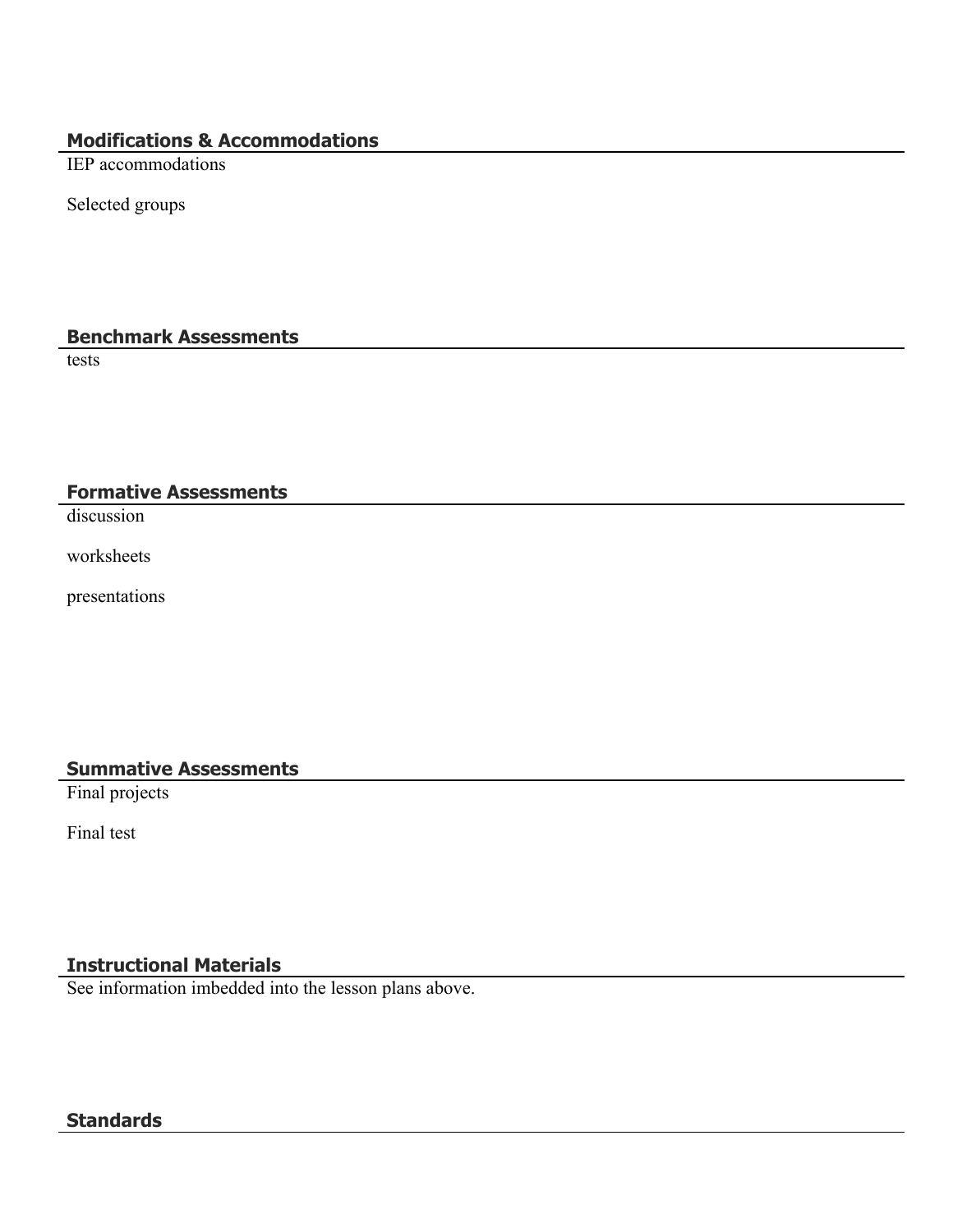## Modifications & Accommodations

IEP accommodations

Selected groups

## Benchmark Assessments

tests

## Formative Assessments

discussion

worksheets

presentations

## Summative Assessments

Final projects

Final test

## Instructional Materials

See information imbedded into the lesson plans above.

## Standards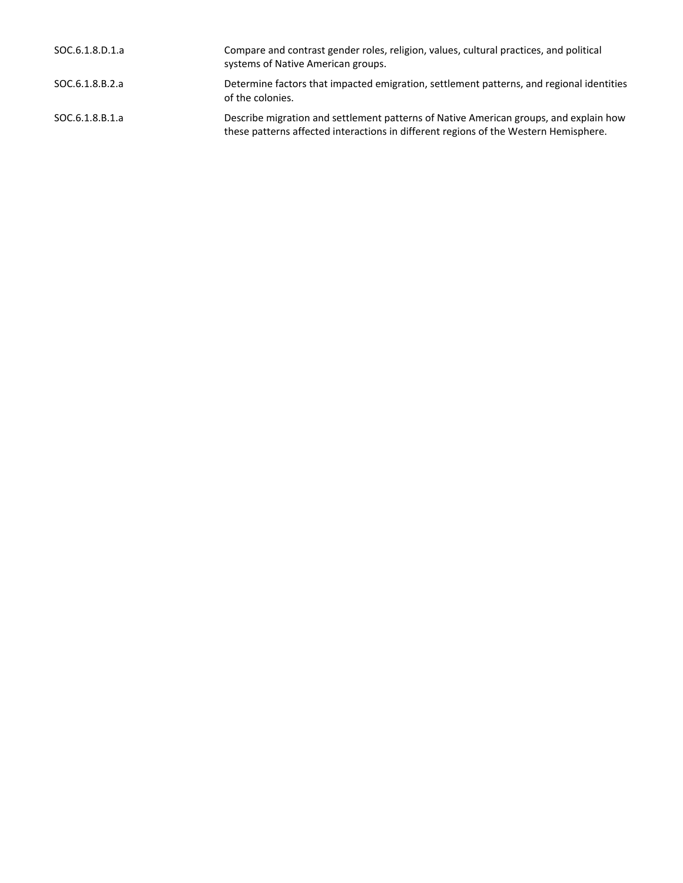| | |
|---|---|
| SOC.6.1.8.D.1.a | Compare and contrast gender roles, religion, values, cultural practices, and political systems of Native American groups. |
| SOC.6.1.8.B.2.a | Determine factors that impacted emigration, settlement patterns, and regional identities of the colonies. |
| SOC.6.1.8.B.1.a | Describe migration and settlement patterns of Native American groups, and explain how these patterns affected interactions in different regions of the Western Hemisphere. |